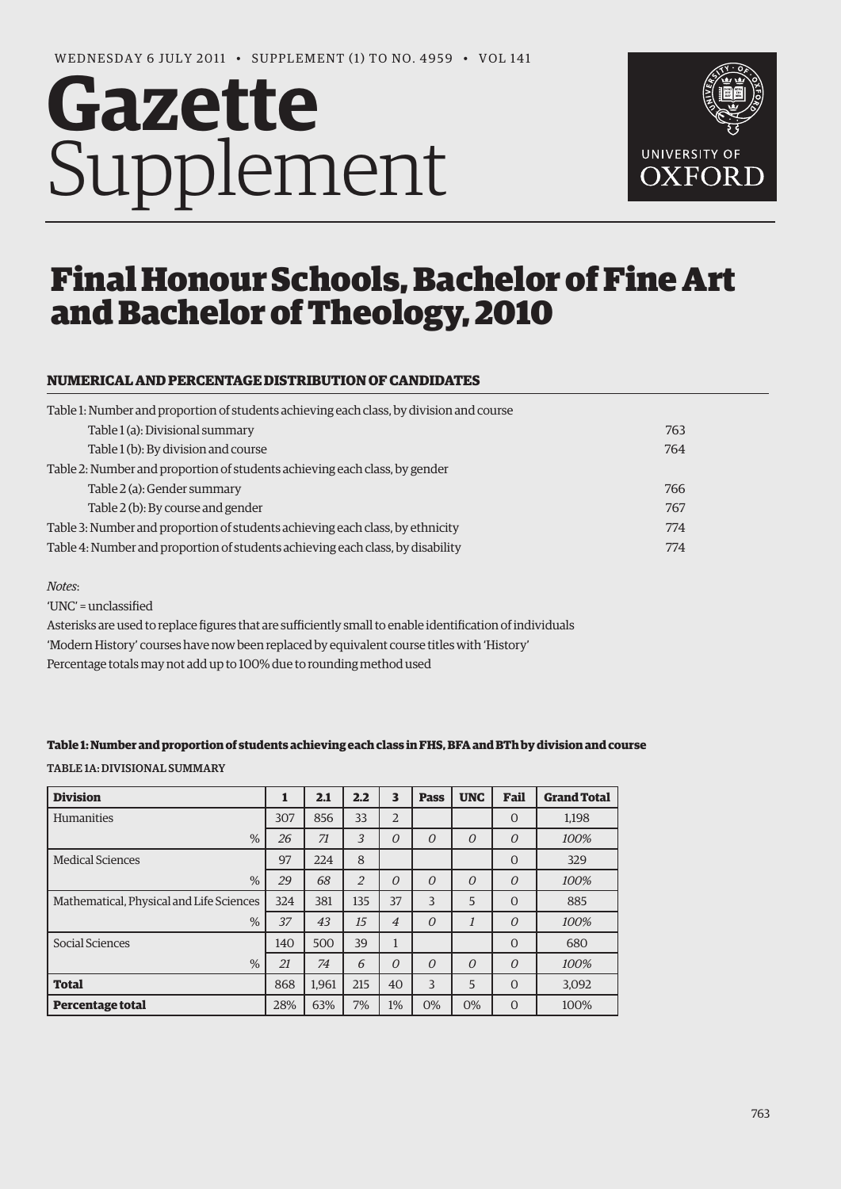WEDNESDAY 6 JULY 2011 • SUPPLEMENT (1) TO NO. 4959 • VOL 141

# Gazette Supplement

# Final Honour Schools, Bachelor of Fine Art and Bachelor of Theology, 2010

## NUMERICAL AND PERCENTAGE DISTRIBUTION OF CANDIDATES

| | |
|---|---|
| Table 1: Number and proportion of students achieving each class, by division and course | |
| Table 1 (a): Divisional summary | 763 |
| Table 1 (b): By division and course | 764 |
| Table 2: Number and proportion of students achieving each class, by gender | |
| Table 2 (a): Gender summary | 766 |
| Table 2 (b): By course and gender | 767 |
| Table 3: Number and proportion of students achieving each class, by ethnicity | 774 |
| Table 4: Number and proportion of students achieving each class, by disability | 774 |

*Notes*:

'UNC' = unclassified

Asterisks are used to replace figures that are sufficiently small to enable identification of individuals

'Modern History' courses have now been replaced by equivalent course titles with 'History'

Percentage totals may not add up to 100% due to rounding method used

### Table 1: Number and proportion of students achieving each class in FHS, BFA and BTh by division and course

TABLE 1A: DIVISIONAL SUMMARY

| Division | 1 | 2.1 | 2.2 | 3 | Pass | UNC | Fail | Grand Total |
|---|---|---|---|---|---|---|---|---|
| Humanities | 307 | 856 | 33 | 2 | | | 0 | 1,198 |
| % | *26* | *71* | *3* | *0* | *0* | *0* | *0* | *100%* |
| Medical Sciences | 97 | 224 | 8 | | | | 0 | 329 |
| % | *29* | *68* | *2* | *0* | *0* | *0* | *0* | *100%* |
| Mathematical, Physical and Life Sciences | 324 | 381 | 135 | 37 | 3 | 5 | 0 | 885 |
| % | *37* | *43* | *15* | *4* | *0* | *1* | *0* | *100%* |
| Social Sciences | 140 | 500 | 39 | 1 | | | 0 | 680 |
| % | *21* | *74* | *6* | *0* | *0* | *0* | *0* | *100%* |
| **Total** | 868 | 1,961 | 215 | 40 | 3 | 5 | 0 | 3,092 |
| **Percentage total** | 28% | 63% | 7% | 1% | 0% | 0% | 0 | 100% |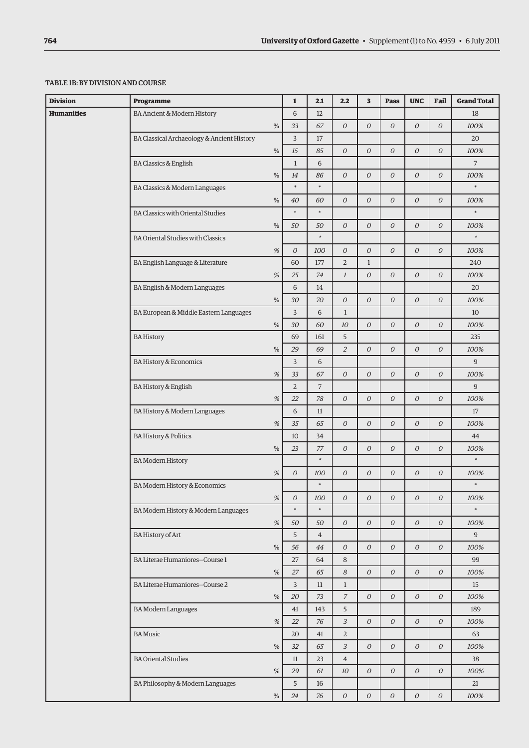### TABLE 1B: BY DIVISION AND COURSE

| Division | Programme | | 1 | 2.1 | 2.2 | 3 | Pass | UNC | Fail | Grand Total |
|---|---|---|---|---|---|---|---|---|---|---|
| **Humanities** | BA Ancient & Modern History | | 6 | 12 | | | | | | 18 |
| | | % | *33* | *67* | *0* | *0* | *0* | *0* | *0* | *100%* |
| | BA Classical Archaeology & Ancient History | | 3 | 17 | | | | | | 20 |
| | | % | *15* | *85* | *0* | *0* | *0* | *0* | *0* | *100%* |
| | BA Classics & English | | 1 | 6 | | | | | | 7 |
| | | % | *14* | *86* | *0* | *0* | *0* | *0* | *0* | *100%* |
| | BA Classics & Modern Languages | | * | * | | | | | | * |
| | | % | *40* | *60* | *0* | *0* | *0* | *0* | *0* | *100%* |
| | BA Classics with Oriental Studies | | * | * | | | | | | * |
| | | % | *50* | *50* | *0* | *0* | *0* | *0* | *0* | *100%* |
| | BA Oriental Studies with Classics | | | * | | | | | | * |
| | | % | *0* | *100* | *0* | *0* | *0* | *0* | *0* | *100%* |
| | BA English Language & Literature | | 60 | 177 | 2 | 1 | | | | 240 |
| | | % | *25* | *74* | *1* | *0* | *0* | *0* | *0* | *100%* |
| | BA English & Modern Languages | | 6 | 14 | | | | | | 20 |
| | | % | *30* | *70* | *0* | *0* | *0* | *0* | *0* | *100%* |
| | BA European & Middle Eastern Languages | | 3 | 6 | 1 | | | | | 10 |
| | | % | *30* | *60* | *10* | *0* | *0* | *0* | *0* | *100%* |
| | BA History | | 69 | 161 | 5 | | | | | 235 |
| | | % | *29* | *69* | *2* | *0* | *0* | *0* | *0* | *100%* |
| | BA History & Economics | | 3 | 6 | | | | | | 9 |
| | | % | *33* | *67* | *0* | *0* | *0* | *0* | *0* | *100%* |
| | BA History & English | | 2 | 7 | | | | | | 9 |
| | | % | *22* | *78* | *0* | *0* | *0* | *0* | *0* | *100%* |
| | BA History & Modern Languages | | 6 | 11 | | | | | | 17 |
| | | % | *35* | *65* | *0* | *0* | *0* | *0* | *0* | *100%* |
| | BA History & Politics | | 10 | 34 | | | | | | 44 |
| | | % | *23* | *77* | *0* | *0* | *0* | *0* | *0* | *100%* |
| | BA Modern History | | | * | | | | | | * |
| | | % | *0* | *100* | *0* | *0* | *0* | *0* | *0* | *100%* |
| | BA Modern History & Economics | | | * | | | | | | * |
| | | % | *0* | *100* | *0* | *0* | *0* | *0* | *0* | *100%* |
| | BA Modern History & Modern Languages | | * | * | | | | | | * |
| | | % | *50* | *50* | *0* | *0* | *0* | *0* | *0* | *100%* |
| | BA History of Art | | 5 | 4 | | | | | | 9 |
| | | % | *56* | *44* | *0* | *0* | *0* | *0* | *0* | *100%* |
| | BA Literae Humaniores—Course 1 | | 27 | 64 | 8 | | | | | 99 |
| | | % | *27* | *65* | *8* | *0* | *0* | *0* | *0* | *100%* |
| | BA Literae Humaniores—Course 2 | | 3 | 11 | 1 | | | | | 15 |
| | | % | *20* | *73* | *7* | *0* | *0* | *0* | *0* | *100%* |
| | BA Modern Languages | | 41 | 143 | 5 | | | | | 189 |
| | | % | *22* | *76* | *3* | *0* | *0* | *0* | *0* | *100%* |
| | BA Music | | 20 | 41 | 2 | | | | | 63 |
| | | % | *32* | *65* | *3* | *0* | *0* | *0* | *0* | *100%* |
| | BA Oriental Studies | | 11 | 23 | 4 | | | | | 38 |
| | | % | *29* | *61* | *10* | *0* | *0* | *0* | *0* | *100%* |
| | BA Philosophy & Modern Languages | | 5 | 16 | | | | | | 21 |
| | | % | *24* | *76* | *0* | *0* | *0* | *0* | *0* | *100%* |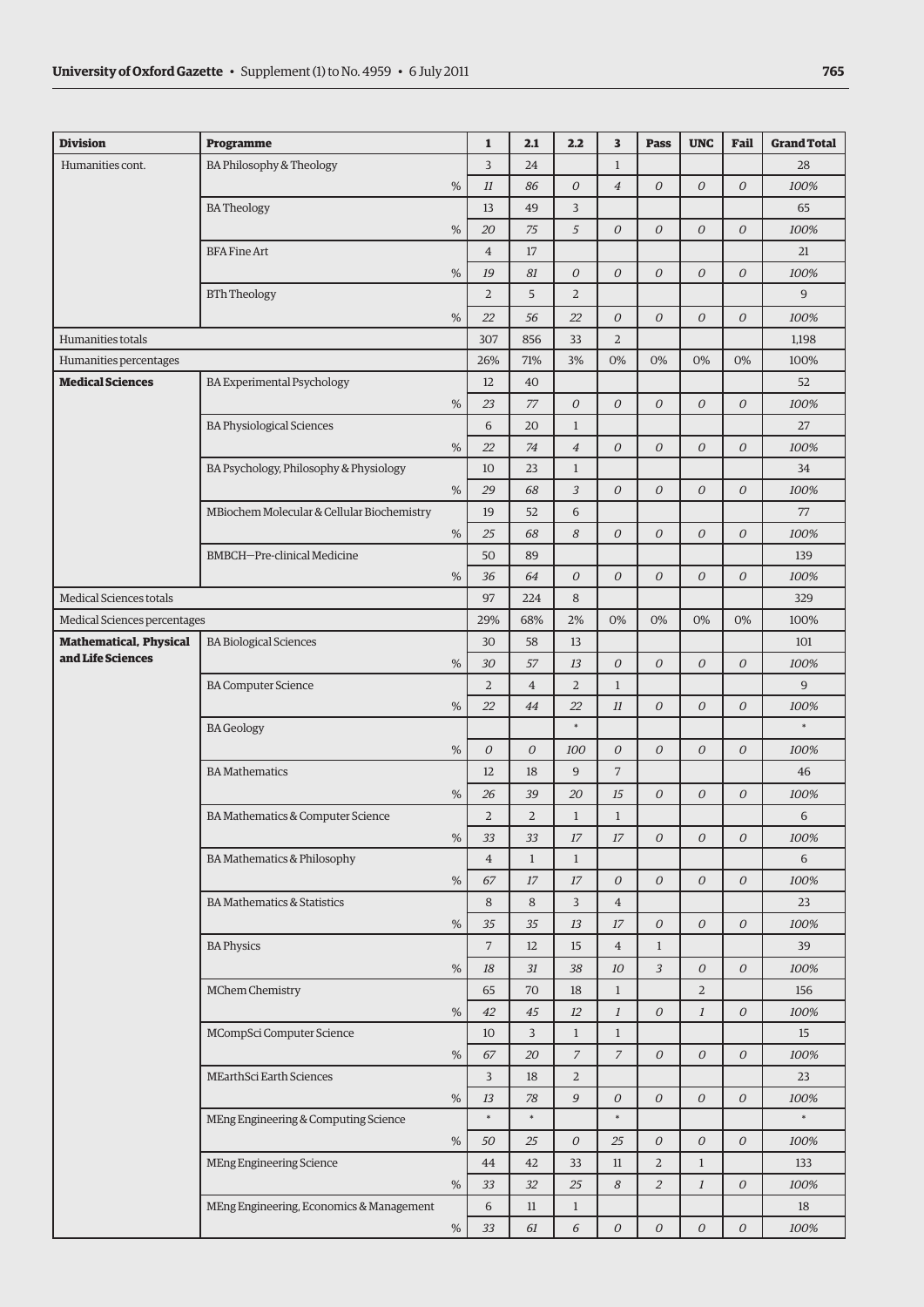| Division | Programme | | 1 | 2.1 | 2.2 | 3 | Pass | UNC | Fail | Grand Total |
|---|---|---|---|---|---|---|---|---|---|---|
| Humanities cont. | BA Philosophy & Theology | | 3 | 24 | | 1 | | | | 28 |
| | | % | *11* | *86* | *0* | *4* | *0* | *0* | *0* | *100%* |
| | BA Theology | | 13 | 49 | 3 | | | | | 65 |
| | | % | *20* | *75* | *5* | *0* | *0* | *0* | *0* | *100%* |
| | BFA Fine Art | | 4 | 17 | | | | | | 21 |
| | | % | *19* | *81* | *0* | *0* | *0* | *0* | *0* | *100%* |
| | BTh Theology | | 2 | 5 | 2 | | | | | 9 |
| | | % | *22* | *56* | *22* | *0* | *0* | *0* | *0* | *100%* |
| Humanities totals | | | 307 | 856 | 33 | 2 | | | | 1,198 |
| Humanities percentages | | | 26% | 71% | 3% | 0% | 0% | 0% | 0% | 100% |
| **Medical Sciences** | BA Experimental Psychology | | 12 | 40 | | | | | | 52 |
| | | % | *23* | *77* | *0* | *0* | *0* | *0* | *0* | *100%* |
| | BA Physiological Sciences | | 6 | 20 | 1 | | | | | 27 |
| | | % | *22* | *74* | *4* | *0* | *0* | *0* | *0* | *100%* |
| | BA Psychology, Philosophy & Physiology | | 10 | 23 | 1 | | | | | 34 |
| | | % | *29* | *68* | *3* | *0* | *0* | *0* | *0* | *100%* |
| | MBiochem Molecular & Cellular Biochemistry | | 19 | 52 | 6 | | | | | 77 |
| | | % | *25* | *68* | *8* | *0* | *0* | *0* | *0* | *100%* |
| | BMBCH—Pre-clinical Medicine | | 50 | 89 | | | | | | 139 |
| | | % | *36* | *64* | *0* | *0* | *0* | *0* | *0* | *100%* |
| Medical Sciences totals | | | 97 | 224 | 8 | | | | | 329 |
| Medical Sciences percentages | | | 29% | 68% | 2% | 0% | 0% | 0% | 0% | 100% |
| **Mathematical, Physical and Life Sciences** | BA Biological Sciences | | 30 | 58 | 13 | | | | | 101 |
| | | % | *30* | *57* | *13* | *0* | *0* | *0* | *0* | *100%* |
| | BA Computer Science | | 2 | 4 | 2 | 1 | | | | 9 |
| | | % | *22* | *44* | *22* | *11* | *0* | *0* | *0* | *100%* |
| | BA Geology | | | | * | | | | | * |
| | | % | *0* | *0* | *100* | *0* | *0* | *0* | *0* | *100%* |
| | BA Mathematics | | 12 | 18 | 9 | 7 | | | | 46 |
| | | % | *26* | *39* | *20* | *15* | *0* | *0* | *0* | *100%* |
| | BA Mathematics & Computer Science | | 2 | 2 | 1 | 1 | | | | 6 |
| | | % | *33* | *33* | *17* | *17* | *0* | *0* | *0* | *100%* |
| | BA Mathematics & Philosophy | | 4 | 1 | 1 | | | | | 6 |
| | | % | *67* | *17* | *17* | *0* | *0* | *0* | *0* | *100%* |
| | BA Mathematics & Statistics | | 8 | 8 | 3 | 4 | | | | 23 |
| | | % | *35* | *35* | *13* | *17* | *0* | *0* | *0* | *100%* |
| | BA Physics | | 7 | 12 | 15 | 4 | 1 | | | 39 |
| | | % | *18* | *31* | *38* | *10* | *3* | *0* | *0* | *100%* |
| | MChem Chemistry | | 65 | 70 | 18 | 1 | | 2 | | 156 |
| | | % | *42* | *45* | *12* | *1* | *0* | *1* | *0* | *100%* |
| | MCompSci Computer Science | | 10 | 3 | 1 | 1 | | | | 15 |
| | | % | *67* | *20* | *7* | *7* | *0* | *0* | *0* | *100%* |
| | MEarthSci Earth Sciences | | 3 | 18 | 2 | | | | | 23 |
| | | % | *13* | *78* | *9* | *0* | *0* | *0* | *0* | *100%* |
| | MEng Engineering & Computing Science | | * | * | | * | | | | * |
| | | % | *50* | *25* | *0* | *25* | *0* | *0* | *0* | *100%* |
| | MEng Engineering Science | | 44 | 42 | 33 | 11 | 2 | 1 | | 133 |
| | | % | *33* | *32* | *25* | *8* | *2* | *1* | *0* | *100%* |
| | MEng Engineering, Economics & Management | | 6 | 11 | 1 | | | | | 18 |
| | | % | *33* | *61* | *6* | *0* | *0* | *0* | *0* | *100%* |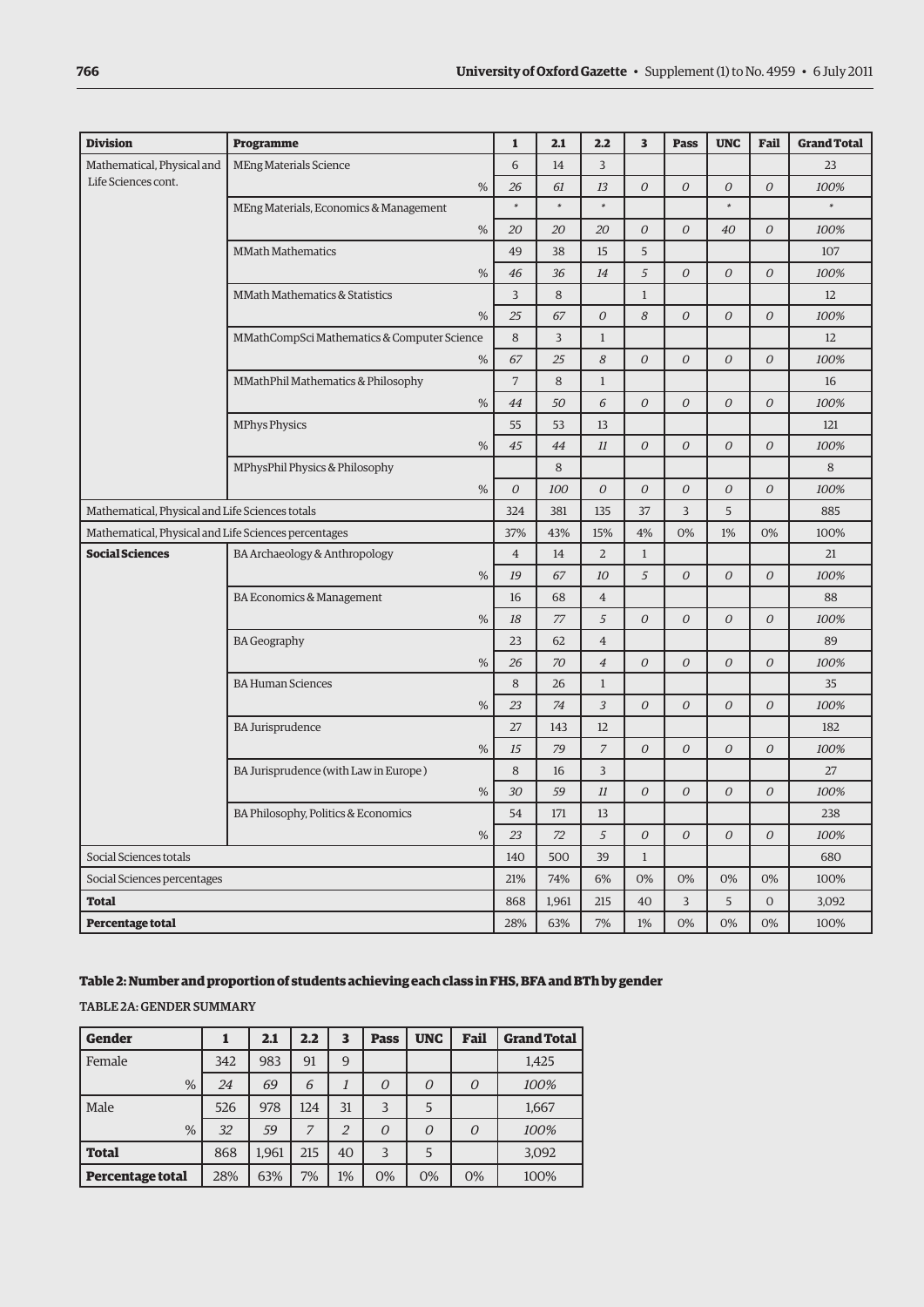| Division | Programme | | 1 | 2.1 | 2.2 | 3 | Pass | UNC | Fail | Grand Total |
|---|---|---|---|---|---|---|---|---|---|---|
| Mathematical, Physical and Life Sciences cont. | MEng Materials Science | | 6 | 14 | 3 | | | | | 23 |
| | | % | *26* | *61* | *13* | *0* | *0* | *0* | *0* | *100%* |
| | MEng Materials, Economics & Management | | * | * | * | | | * | | * |
| | | % | *20* | *20* | *20* | *0* | *0* | *40* | *0* | *100%* |
| | MMath Mathematics | | 49 | 38 | 15 | 5 | | | | 107 |
| | | % | *46* | *36* | *14* | *5* | *0* | *0* | *0* | *100%* |
| | MMath Mathematics & Statistics | | 3 | 8 | | 1 | | | | 12 |
| | | % | *25* | *67* | *0* | *8* | *0* | *0* | *0* | *100%* |
| | MMathCompSci Mathematics & Computer Science | | 8 | 3 | 1 | | | | | 12 |
| | | % | *67* | *25* | *8* | *0* | *0* | *0* | *0* | *100%* |
| | MMathPhil Mathematics & Philosophy | | 7 | 8 | 1 | | | | | 16 |
| | | % | *44* | *50* | *6* | *0* | *0* | *0* | *0* | *100%* |
| | MPhys Physics | | 55 | 53 | 13 | | | | | 121 |
| | | % | *45* | *44* | *11* | *0* | *0* | *0* | *0* | *100%* |
| | MPhysPhil Physics & Philosophy | | | 8 | | | | | | 8 |
| | | % | *0* | *100* | *0* | *0* | *0* | *0* | *0* | *100%* |
| Mathematical, Physical and Life Sciences totals | | | 324 | 381 | 135 | 37 | 3 | 5 | | 885 |
| Mathematical, Physical and Life Sciences percentages | | | 37% | 43% | 15% | 4% | 0% | 1% | 0% | 100% |
| **Social Sciences** | BA Archaeology & Anthropology | | 4 | 14 | 2 | 1 | | | | 21 |
| | | % | *19* | *67* | *10* | *5* | *0* | *0* | *0* | *100%* |
| | BA Economics & Management | | 16 | 68 | 4 | | | | | 88 |
| | | % | *18* | *77* | *5* | *0* | *0* | *0* | *0* | *100%* |
| | BA Geography | | 23 | 62 | 4 | | | | | 89 |
| | | % | *26* | *70* | *4* | *0* | *0* | *0* | *0* | *100%* |
| | BA Human Sciences | | 8 | 26 | 1 | | | | | 35 |
| | | % | *23* | *74* | *3* | *0* | *0* | *0* | *0* | *100%* |
| | BA Jurisprudence | | 27 | 143 | 12 | | | | | 182 |
| | | % | *15* | *79* | *7* | *0* | *0* | *0* | *0* | *100%* |
| | BA Jurisprudence (with Law in Europe ) | | 8 | 16 | 3 | | | | | 27 |
| | | % | *30* | *59* | *11* | *0* | *0* | *0* | *0* | *100%* |
| | BA Philosophy, Politics & Economics | | 54 | 171 | 13 | | | | | 238 |
| | | % | *23* | *72* | *5* | *0* | *0* | *0* | *0* | *100%* |
| Social Sciences totals | | | 140 | 500 | 39 | 1 | | | | 680 |
| Social Sciences percentages | | | 21% | 74% | 6% | 0% | 0% | 0% | 0% | 100% |
| **Total** | | | 868 | 1,961 | 215 | 40 | 3 | 5 | 0 | 3,092 |
| **Percentage total** | | | 28% | 63% | 7% | 1% | 0% | 0% | 0% | 100% |

## Table 2: Number and proportion of students achieving each class in FHS, BFA and BTh by gender

TABLE 2A: GENDER SUMMARY

| Gender | | 1 | 2.1 | 2.2 | 3 | Pass | UNC | Fail | Grand Total |
|---|---|---|---|---|---|---|---|---|---|
| Female | | 342 | 983 | 91 | 9 | | | | 1,425 |
| | % | *24* | *69* | *6* | *1* | *0* | *0* | *0* | *100%* |
| Male | | 526 | 978 | 124 | 31 | 3 | 5 | | 1,667 |
| | % | *32* | *59* | *7* | *2* | *0* | *0* | *0* | *100%* |
| **Total** | | 868 | 1,961 | 215 | 40 | 3 | 5 | | 3,092 |
| **Percentage total** | | 28% | 63% | 7% | 1% | 0% | 0% | 0% | 100% |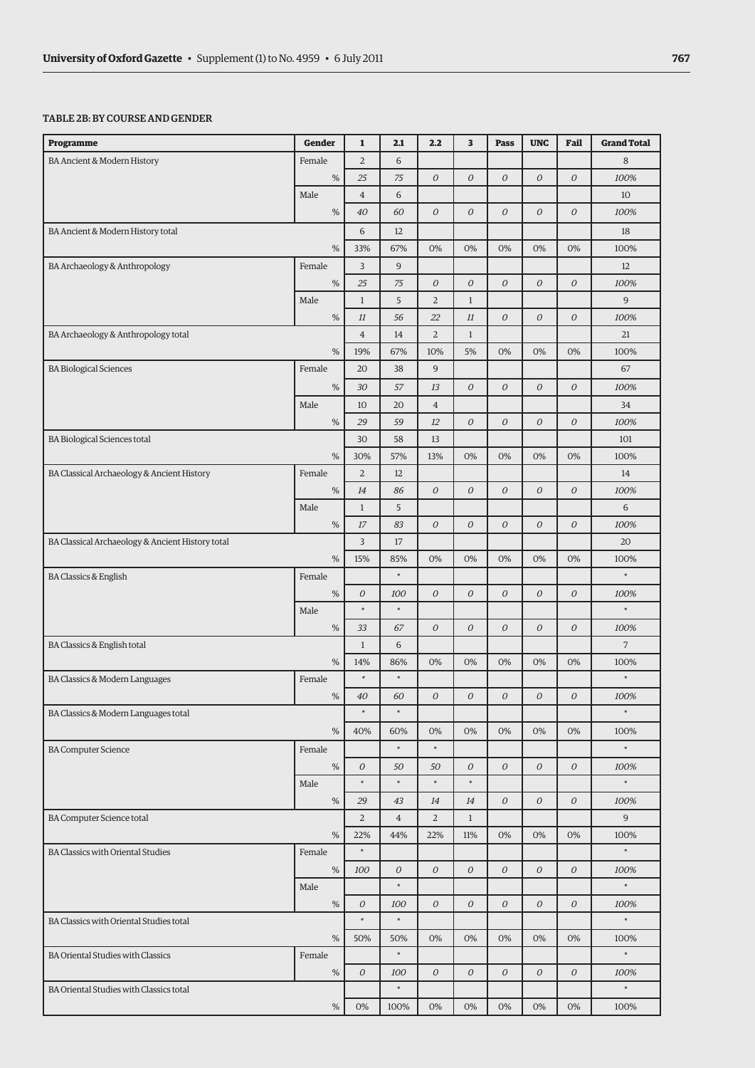### TABLE 2B: BY COURSE AND GENDER

| Programme | Gender | 1 | 2.1 | 2.2 | 3 | Pass | UNC | Fail | Grand Total |
|---|---|---|---|---|---|---|---|---|---|
| BA Ancient & Modern History | Female | 2 | 6 | | | | | | 8 |
| | % | *25* | *75* | *0* | *0* | *0* | *0* | *0* | *100%* |
| | Male | 4 | 6 | | | | | | 10 |
| | % | *40* | *60* | *0* | *0* | *0* | *0* | *0* | *100%* |
| BA Ancient & Modern History total | | 6 | 12 | | | | | | 18 |
| | % | 33% | 67% | 0% | 0% | 0% | 0% | 0% | 100% |
| BA Archaeology & Anthropology | Female | 3 | 9 | | | | | | 12 |
| | % | *25* | *75* | *0* | *0* | *0* | *0* | *0* | *100%* |
| | Male | 1 | 5 | 2 | 1 | | | | 9 |
| | % | *11* | *56* | *22* | *11* | *0* | *0* | *0* | *100%* |
| BA Archaeology & Anthropology total | | 4 | 14 | 2 | 1 | | | | 21 |
| | % | 19% | 67% | 10% | 5% | 0% | 0% | 0% | 100% |
| BA Biological Sciences | Female | 20 | 38 | 9 | | | | | 67 |
| | % | *30* | *57* | *13* | *0* | *0* | *0* | *0* | *100%* |
| | Male | 10 | 20 | 4 | | | | | 34 |
| | % | *29* | *59* | *12* | *0* | *0* | *0* | *0* | *100%* |
| BA Biological Sciences total | | 30 | 58 | 13 | | | | | 101 |
| | % | 30% | 57% | 13% | 0% | 0% | 0% | 0% | 100% |
| BA Classical Archaeology & Ancient History | Female | 2 | 12 | | | | | | 14 |
| | % | *14* | *86* | *0* | *0* | *0* | *0* | *0* | *100%* |
| | Male | 1 | 5 | | | | | | 6 |
| | % | *17* | *83* | *0* | *0* | *0* | *0* | *0* | *100%* |
| BA Classical Archaeology & Ancient History total | | 3 | 17 | | | | | | 20 |
| | % | 15% | 85% | 0% | 0% | 0% | 0% | 0% | 100% |
| BA Classics & English | Female | | * | | | | | | * |
| | % | *0* | *100* | *0* | *0* | *0* | *0* | *0* | *100%* |
| | Male | * | * | | | | | | * |
| | % | *33* | *67* | *0* | *0* | *0* | *0* | *0* | *100%* |
| BA Classics & English total | | 1 | 6 | | | | | | 7 |
| | % | 14% | 86% | 0% | 0% | 0% | 0% | 0% | 100% |
| BA Classics & Modern Languages | Female | * | * | | | | | | * |
| | % | *40* | *60* | *0* | *0* | *0* | *0* | *0* | *100%* |
| BA Classics & Modern Languages total | | * | * | | | | | | * |
| | % | 40% | 60% | 0% | 0% | 0% | 0% | 0% | 100% |
| BA Computer Science | Female | | * | * | | | | | * |
| | % | *0* | *50* | *50* | *0* | *0* | *0* | *0* | *100%* |
| | Male | * | * | * | * | | | | * |
| | % | *29* | *43* | *14* | *14* | *0* | *0* | *0* | *100%* |
| BA Computer Science total | | 2 | 4 | 2 | 1 | | | | 9 |
| | % | 22% | 44% | 22% | 11% | 0% | 0% | 0% | 100% |
| BA Classics with Oriental Studies | Female | * | | | | | | | * |
| | % | *100* | *0* | *0* | *0* | *0* | *0* | *0* | *100%* |
| | Male | | * | | | | | | * |
| | % | *0* | *100* | *0* | *0* | *0* | *0* | *0* | *100%* |
| BA Classics with Oriental Studies total | | * | * | | | | | | * |
| | % | 50% | 50% | 0% | 0% | 0% | 0% | 0% | 100% |
| BA Oriental Studies with Classics | Female | | * | | | | | | * |
| | % | *0* | *100* | *0* | *0* | *0* | *0* | *0* | *100%* |
| BA Oriental Studies with Classics total | | | * | | | | | | * |
| | % | 0% | 100% | 0% | 0% | 0% | 0% | 0% | 100% |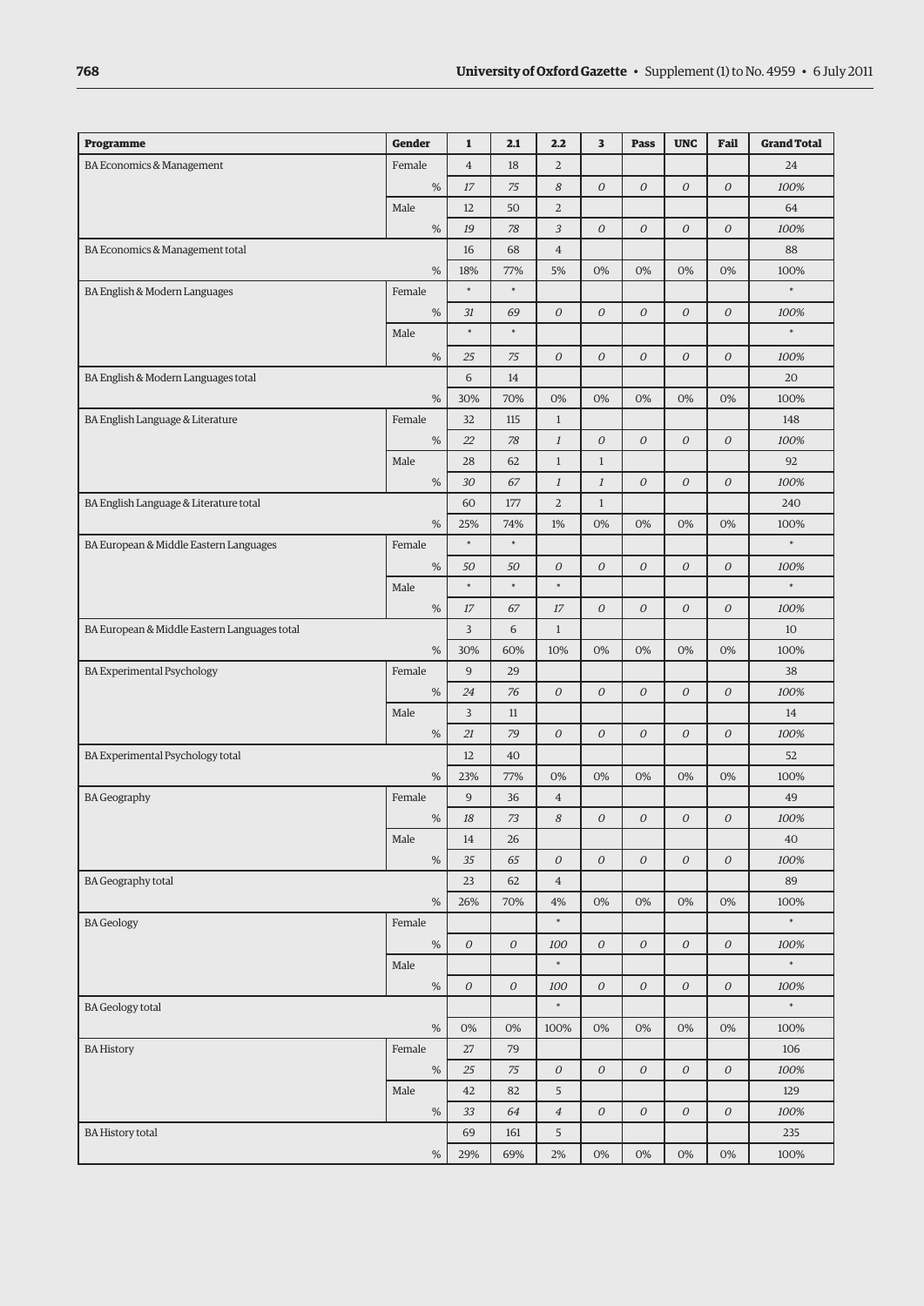| Programme | Gender | 1 | 2.1 | 2.2 | 3 | Pass | UNC | Fail | Grand Total |
|---|---|---|---|---|---|---|---|---|---|
| BA Economics & Management | Female | 4 | 18 | 2 | | | | | 24 |
| | % | *17* | *75* | *8* | *0* | *0* | *0* | *0* | *100%* |
| | Male | 12 | 50 | 2 | | | | | 64 |
| | % | *19* | *78* | *3* | *0* | *0* | *0* | *0* | *100%* |
| BA Economics & Management total | | 16 | 68 | 4 | | | | | 88 |
| | % | 18% | 77% | 5% | 0% | 0% | 0% | 0% | 100% |
| BA English & Modern Languages | Female | * | * | | | | | | * |
| | % | *31* | *69* | *0* | *0* | *0* | *0* | *0* | *100%* |
| | Male | * | * | | | | | | * |
| | % | *25* | *75* | *0* | *0* | *0* | *0* | *0* | *100%* |
| BA English & Modern Languages total | | 6 | 14 | | | | | | 20 |
| | % | 30% | 70% | 0% | 0% | 0% | 0% | 0% | 100% |
| BA English Language & Literature | Female | 32 | 115 | 1 | | | | | 148 |
| | % | *22* | *78* | *1* | *0* | *0* | *0* | *0* | *100%* |
| | Male | 28 | 62 | 1 | 1 | | | | 92 |
| | % | *30* | *67* | *1* | *1* | *0* | *0* | *0* | *100%* |
| BA English Language & Literature total | | 60 | 177 | 2 | 1 | | | | 240 |
| | % | 25% | 74% | 1% | 0% | 0% | 0% | 0% | 100% |
| BA European & Middle Eastern Languages | Female | * | * | | | | | | * |
| | % | *50* | *50* | *0* | *0* | *0* | *0* | *0* | *100%* |
| | Male | * | * | * | | | | | * |
| | % | *17* | *67* | *17* | *0* | *0* | *0* | *0* | *100%* |
| BA European & Middle Eastern Languages total | | 3 | 6 | 1 | | | | | 10 |
| | % | 30% | 60% | 10% | 0% | 0% | 0% | 0% | 100% |
| BA Experimental Psychology | Female | 9 | 29 | | | | | | 38 |
| | % | *24* | *76* | *0* | *0* | *0* | *0* | *0* | *100%* |
| | Male | 3 | 11 | | | | | | 14 |
| | % | *21* | *79* | *0* | *0* | *0* | *0* | *0* | *100%* |
| BA Experimental Psychology total | | 12 | 40 | | | | | | 52 |
| | % | 23% | 77% | 0% | 0% | 0% | 0% | 0% | 100% |
| BA Geography | Female | 9 | 36 | 4 | | | | | 49 |
| | % | *18* | *73* | *8* | *0* | *0* | *0* | *0* | *100%* |
| | Male | 14 | 26 | | | | | | 40 |
| | % | *35* | *65* | *0* | *0* | *0* | *0* | *0* | *100%* |
| BA Geography total | | 23 | 62 | 4 | | | | | 89 |
| | % | 26% | 70% | 4% | 0% | 0% | 0% | 0% | 100% |
| BA Geology | Female | | | * | | | | | * |
| | % | *0* | *0* | *100* | *0* | *0* | *0* | *0* | *100%* |
| | Male | | | * | | | | | * |
| | % | *0* | *0* | *100* | *0* | *0* | *0* | *0* | *100%* |
| BA Geology total | | | | * | | | | | * |
| | % | 0% | 0% | 100% | 0% | 0% | 0% | 0% | 100% |
| BA History | Female | 27 | 79 | | | | | | 106 |
| | % | *25* | *75* | *0* | *0* | *0* | *0* | *0* | *100%* |
| | Male | 42 | 82 | 5 | | | | | 129 |
| | % | *33* | *64* | *4* | *0* | *0* | *0* | *0* | *100%* |
| BA History total | | 69 | 161 | 5 | | | | | 235 |
| | % | 29% | 69% | 2% | 0% | 0% | 0% | 0% | 100% |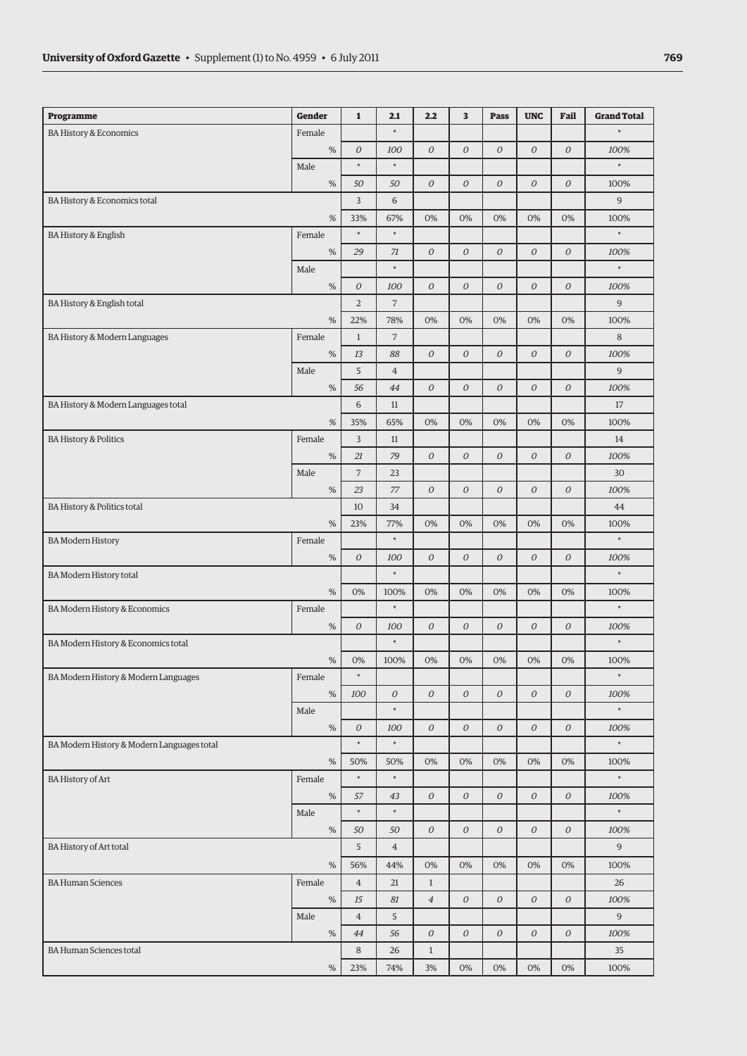| Programme | Gender | 1 | 2.1 | 2.2 | 3 | Pass | UNC | Fail | Grand Total |
|---|---|---|---|---|---|---|---|---|---|
| BA History & Economics | Female | | * | | | | | | * |
| | % | *0* | *100* | *0* | *0* | *0* | *0* | *0* | *100%* |
| | Male | * | * | | | | | | * |
| | % | *50* | *50* | *0* | *0* | *0* | *0* | *0* | 100% |
| BA History & Economics total | | 3 | 6 | | | | | | 9 |
| | % | 33% | 67% | 0% | 0% | 0% | 0% | 0% | 100% |
| BA History & English | Female | * | * | | | | | | * |
| | % | *29* | *71* | *0* | *0* | *0* | *0* | *0* | *100%* |
| | Male | | * | | | | | | * |
| | % | *0* | *100* | *0* | *0* | *0* | *0* | *0* | *100%* |
| BA History & English total | | 2 | 7 | | | | | | 9 |
| | % | 22% | 78% | 0% | 0% | 0% | 0% | 0% | 100% |
| BA History & Modern Languages | Female | 1 | 7 | | | | | | 8 |
| | % | *13* | *88* | *0* | *0* | *0* | *0* | *0* | *100%* |
| | Male | 5 | 4 | | | | | | 9 |
| | % | *56* | *44* | *0* | *0* | *0* | *0* | *0* | *100%* |
| BA History & Modern Languages total | | 6 | 11 | | | | | | 17 |
| | % | 35% | 65% | 0% | 0% | 0% | 0% | 0% | 100% |
| BA History & Politics | Female | 3 | 11 | | | | | | 14 |
| | % | *21* | *79* | *0* | *0* | *0* | *0* | *0* | *100%* |
| | Male | 7 | 23 | | | | | | 30 |
| | % | *23* | *77* | *0* | *0* | *0* | *0* | *0* | *100%* |
| BA History & Politics total | | 10 | 34 | | | | | | 44 |
| | % | 23% | 77% | 0% | 0% | 0% | 0% | 0% | 100% |
| BA Modern History | Female | | * | | | | | | * |
| | % | *0* | *100* | *0* | *0* | *0* | *0* | *0* | *100%* |
| BA Modern History total | | | * | | | | | | * |
| | % | 0% | 100% | 0% | 0% | 0% | 0% | 0% | 100% |
| BA Modern History & Economics | Female | | * | | | | | | * |
| | % | *0* | *100* | *0* | *0* | *0* | *0* | *0* | *100%* |
| BA Modern History & Economics total | | | * | | | | | | * |
| | % | 0% | 100% | 0% | 0% | 0% | 0% | 0% | 100% |
| BA Modern History & Modern Languages | Female | * | | | | | | | * |
| | % | *100* | *0* | *0* | *0* | *0* | *0* | *0* | *100%* |
| | Male | | * | | | | | | * |
| | % | *0* | *100* | *0* | *0* | *0* | *0* | *0* | *100%* |
| BA Modern History & Modern Languages total | | * | * | | | | | | * |
| | % | 50% | 50% | 0% | 0% | 0% | 0% | 0% | 100% |
| BA History of Art | Female | * | * | | | | | | * |
| | % | *57* | *43* | *0* | *0* | *0* | *0* | *0* | *100%* |
| | Male | * | * | | | | | | * |
| | % | *50* | *50* | *0* | *0* | *0* | *0* | *0* | *100%* |
| BA History of Art total | | 5 | 4 | | | | | | 9 |
| | % | 56% | 44% | 0% | 0% | 0% | 0% | 0% | 100% |
| BA Human Sciences | Female | 4 | 21 | 1 | | | | | 26 |
| | % | *15* | *81* | *4* | *0* | *0* | *0* | *0* | *100%* |
| | Male | 4 | 5 | | | | | | 9 |
| | % | *44* | *56* | *0* | *0* | *0* | *0* | *0* | *100%* |
| BA Human Sciences total | | 8 | 26 | 1 | | | | | 35 |
| | % | 23% | 74% | 3% | 0% | 0% | 0% | 0% | 100% |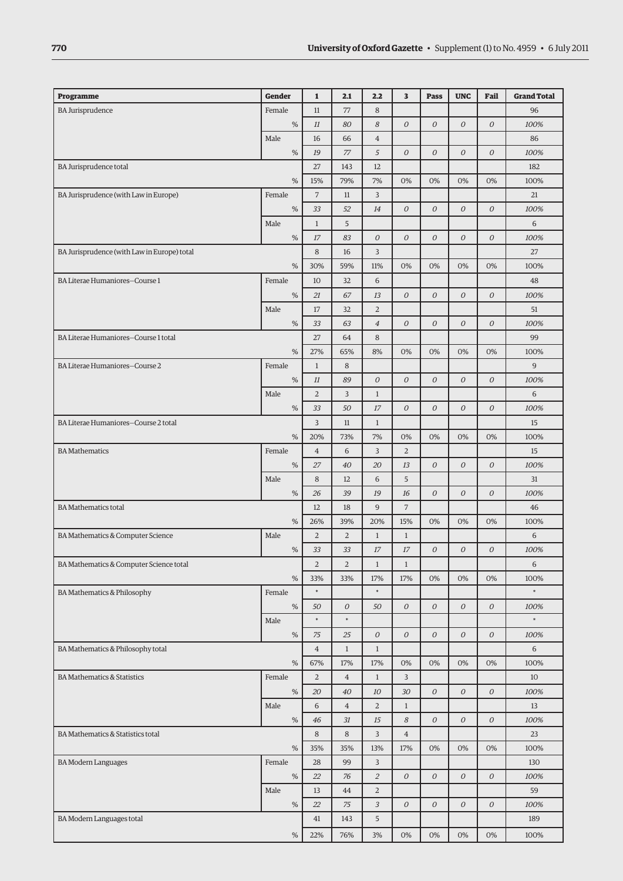| Programme | Gender | | 1 | 2.1 | 2.2 | 3 | Pass | UNC | Fail | Grand Total |
|---|---|---|---|---|---|---|---|---|---|---|
| BA Jurisprudence | Female | | 11 | 77 | 8 | | | | | 96 |
| | | % | *11* | *80* | *8* | *0* | *0* | *0* | *0* | *100%* |
| | Male | | 16 | 66 | 4 | | | | | 86 |
| | | % | *19* | *77* | *5* | *0* | *0* | *0* | *0* | *100%* |
| BA Jurisprudence total | | | 27 | 143 | 12 | | | | | 182 |
| | | % | 15% | 79% | 7% | 0% | 0% | 0% | 0% | 100% |
| BA Jurisprudence (with Law in Europe) | Female | | 7 | 11 | 3 | | | | | 21 |
| | | % | *33* | *52* | *14* | *0* | *0* | *0* | *0* | *100%* |
| | Male | | 1 | 5 | | | | | | 6 |
| | | % | *17* | *83* | *0* | *0* | *0* | *0* | *0* | *100%* |
| BA Jurisprudence (with Law in Europe) total | | | 8 | 16 | 3 | | | | | 27 |
| | | % | 30% | 59% | 11% | 0% | 0% | 0% | 0% | 100% |
| BA Literae Humaniores—Course 1 | Female | | 10 | 32 | 6 | | | | | 48 |
| | | % | *21* | *67* | *13* | *0* | *0* | *0* | *0* | *100%* |
| | Male | | 17 | 32 | 2 | | | | | 51 |
| | | % | *33* | *63* | *4* | *0* | *0* | *0* | *0* | *100%* |
| BA Literae Humaniores—Course 1 total | | | 27 | 64 | 8 | | | | | 99 |
| | | % | 27% | 65% | 8% | 0% | 0% | 0% | 0% | 100% |
| BA Literae Humaniores—Course 2 | Female | | 1 | 8 | | | | | | 9 |
| | | % | *11* | *89* | *0* | *0* | *0* | *0* | *0* | *100%* |
| | Male | | 2 | 3 | 1 | | | | | 6 |
| | | % | *33* | *50* | *17* | *0* | *0* | *0* | *0* | *100%* |
| BA Literae Humaniores—Course 2 total | | | 3 | 11 | 1 | | | | | 15 |
| | | % | 20% | 73% | 7% | 0% | 0% | 0% | 0% | 100% |
| BA Mathematics | Female | | 4 | 6 | 3 | 2 | | | | 15 |
| | | % | *27* | *40* | *20* | *13* | *0* | *0* | *0* | *100%* |
| | Male | | 8 | 12 | 6 | 5 | | | | 31 |
| | | % | *26* | *39* | *19* | *16* | *0* | *0* | *0* | *100%* |
| BA Mathematics total | | | 12 | 18 | 9 | 7 | | | | 46 |
| | | % | 26% | 39% | 20% | 15% | 0% | 0% | 0% | 100% |
| BA Mathematics & Computer Science | Male | | 2 | 2 | 1 | 1 | | | | 6 |
| | | % | *33* | *33* | *17* | *17* | *0* | *0* | *0* | *100%* |
| BA Mathematics & Computer Science total | | | 2 | 2 | 1 | 1 | | | | 6 |
| | | % | 33% | 33% | 17% | 17% | 0% | 0% | 0% | 100% |
| BA Mathematics & Philosophy | Female | | * | | * | | | | | * |
| | | % | *50* | *0* | *50* | *0* | *0* | *0* | *0* | *100%* |
| | Male | | * | * | | | | | | * |
| | | % | *75* | *25* | *0* | *0* | *0* | *0* | *0* | *100%* |
| BA Mathematics & Philosophy total | | | 4 | 1 | 1 | | | | | 6 |
| | | % | 67% | 17% | 17% | 0% | 0% | 0% | 0% | 100% |
| BA Mathematics & Statistics | Female | | 2 | 4 | 1 | 3 | | | | 10 |
| | | % | *20* | *40* | *10* | *30* | *0* | *0* | *0* | *100%* |
| | Male | | 6 | 4 | 2 | 1 | | | | 13 |
| | | % | *46* | *31* | *15* | *8* | *0* | *0* | *0* | *100%* |
| BA Mathematics & Statistics total | | | 8 | 8 | 3 | 4 | | | | 23 |
| | | % | 35% | 35% | 13% | 17% | 0% | 0% | 0% | 100% |
| BA Modern Languages | Female | | 28 | 99 | 3 | | | | | 130 |
| | | % | *22* | *76* | *2* | *0* | *0* | *0* | *0* | *100%* |
| | Male | | 13 | 44 | 2 | | | | | 59 |
| | | % | *22* | *75* | *3* | *0* | *0* | *0* | *0* | *100%* |
| BA Modern Languages total | | | 41 | 143 | 5 | | | | | 189 |
| | | % | 22% | 76% | 3% | 0% | 0% | 0% | 0% | 100% |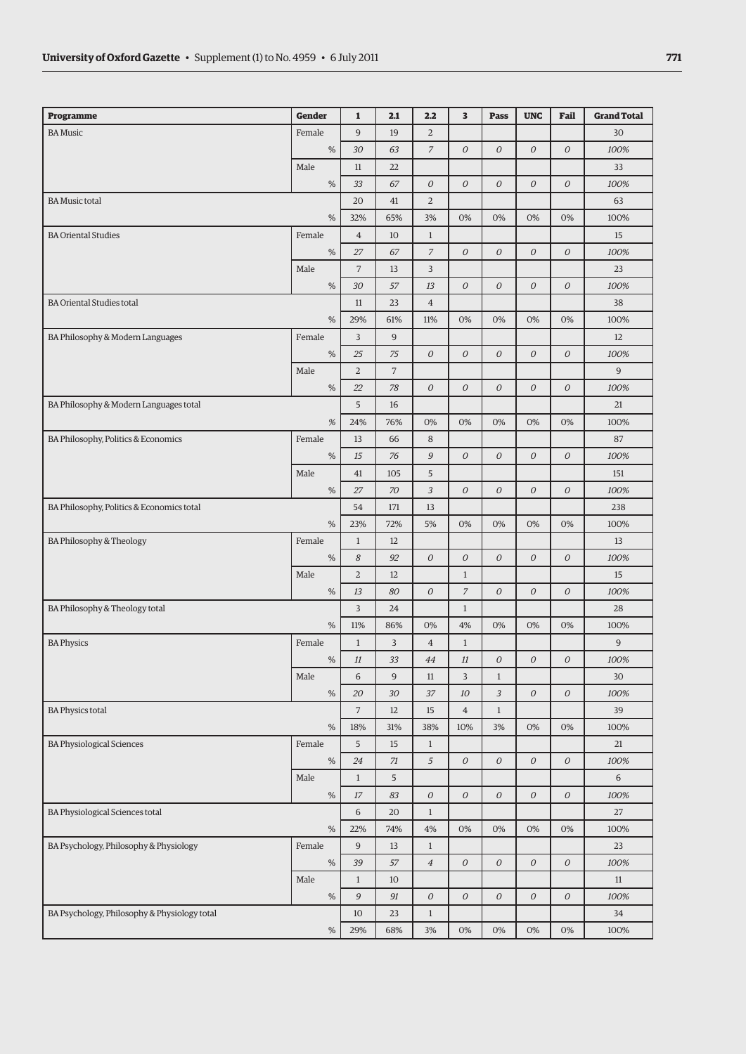| Programme | Gender | | 1 | 2.1 | 2.2 | 3 | Pass | UNC | Fail | Grand Total |
|---|---|---|---|---|---|---|---|---|---|---|
| BA Music | Female | | 9 | 19 | 2 | | | | | 30 |
| | | % | *30* | *63* | *7* | *0* | *0* | *0* | *0* | *100%* |
| | Male | | 11 | 22 | | | | | | 33 |
| | | % | *33* | *67* | *0* | *0* | *0* | *0* | *0* | *100%* |
| BA Music total | | | 20 | 41 | 2 | | | | | 63 |
| | | % | 32% | 65% | 3% | 0% | 0% | 0% | 0% | 100% |
| BA Oriental Studies | Female | | 4 | 10 | 1 | | | | | 15 |
| | | % | *27* | *67* | *7* | *0* | *0* | *0* | *0* | *100%* |
| | Male | | 7 | 13 | 3 | | | | | 23 |
| | | % | *30* | *57* | *13* | *0* | *0* | *0* | *0* | *100%* |
| BA Oriental Studies total | | | 11 | 23 | 4 | | | | | 38 |
| | | % | 29% | 61% | 11% | 0% | 0% | 0% | 0% | 100% |
| BA Philosophy & Modern Languages | Female | | 3 | 9 | | | | | | 12 |
| | | % | *25* | *75* | *0* | *0* | *0* | *0* | *0* | *100%* |
| | Male | | 2 | 7 | | | | | | 9 |
| | | % | *22* | *78* | *0* | *0* | *0* | *0* | *0* | *100%* |
| BA Philosophy & Modern Languages total | | | 5 | 16 | | | | | | 21 |
| | | % | 24% | 76% | 0% | 0% | 0% | 0% | 0% | 100% |
| BA Philosophy, Politics & Economics | Female | | 13 | 66 | 8 | | | | | 87 |
| | | % | *15* | *76* | *9* | *0* | *0* | *0* | *0* | *100%* |
| | Male | | 41 | 105 | 5 | | | | | 151 |
| | | % | *27* | *70* | *3* | *0* | *0* | *0* | *0* | *100%* |
| BA Philosophy, Politics & Economics total | | | 54 | 171 | 13 | | | | | 238 |
| | | % | 23% | 72% | 5% | 0% | 0% | 0% | 0% | 100% |
| BA Philosophy & Theology | Female | | 1 | 12 | | | | | | 13 |
| | | % | *8* | *92* | *0* | *0* | *0* | *0* | *0* | *100%* |
| | Male | | 2 | 12 | | 1 | | | | 15 |
| | | % | *13* | *80* | *0* | *7* | *0* | *0* | *0* | *100%* |
| BA Philosophy & Theology total | | | 3 | 24 | | 1 | | | | 28 |
| | | % | 11% | 86% | 0% | 4% | 0% | 0% | 0% | 100% |
| BA Physics | Female | | 1 | 3 | 4 | 1 | | | | 9 |
| | | % | *11* | *33* | *44* | *11* | *0* | *0* | *0* | *100%* |
| | Male | | 6 | 9 | 11 | 3 | 1 | | | 30 |
| | | % | *20* | *30* | *37* | *10* | *3* | *0* | *0* | *100%* |
| BA Physics total | | | 7 | 12 | 15 | 4 | 1 | | | 39 |
| | | % | 18% | 31% | 38% | 10% | 3% | 0% | 0% | 100% |
| BA Physiological Sciences | Female | | 5 | 15 | 1 | | | | | 21 |
| | | % | *24* | *71* | *5* | *0* | *0* | *0* | *0* | *100%* |
| | Male | | 1 | 5 | | | | | | 6 |
| | | % | *17* | *83* | *0* | *0* | *0* | *0* | *0* | *100%* |
| BA Physiological Sciences total | | | 6 | 20 | 1 | | | | | 27 |
| | | % | 22% | 74% | 4% | 0% | 0% | 0% | 0% | 100% |
| BA Psychology, Philosophy & Physiology | Female | | 9 | 13 | 1 | | | | | 23 |
| | | % | *39* | *57* | *4* | *0* | *0* | *0* | *0* | *100%* |
| | Male | | 1 | 10 | | | | | | 11 |
| | | % | *9* | *91* | *0* | *0* | *0* | *0* | *0* | *100%* |
| BA Psychology, Philosophy & Physiology total | | | 10 | 23 | 1 | | | | | 34 |
| | | % | 29% | 68% | 3% | 0% | 0% | 0% | 0% | 100% |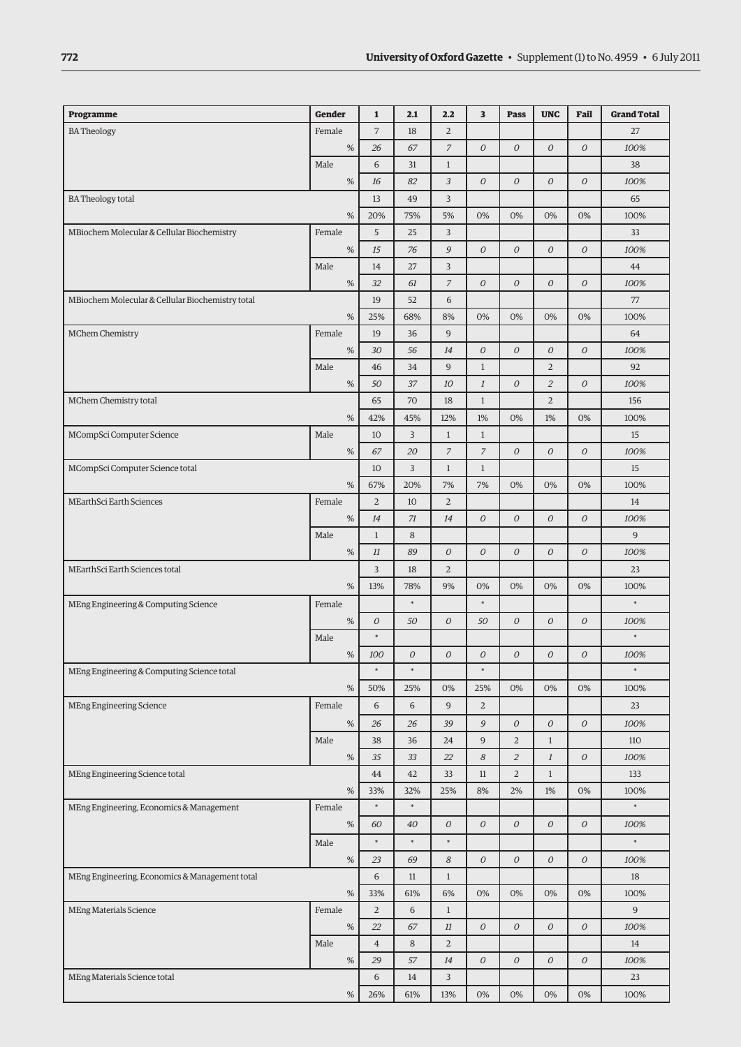| Programme | Gender | | 1 | 2.1 | 2.2 | 3 | Pass | UNC | Fail | Grand Total |
|---|---|---|---|---|---|---|---|---|---|---|
| BA Theology | Female | | 7 | 18 | 2 | | | | | 27 |
| | | % | *26* | *67* | *7* | *0* | *0* | *0* | *0* | *100%* |
| | Male | | 6 | 31 | 1 | | | | | 38 |
| | | % | *16* | *82* | *3* | *0* | *0* | *0* | *0* | *100%* |
| BA Theology total | | | 13 | 49 | 3 | | | | | 65 |
| | | % | 20% | 75% | 5% | 0% | 0% | 0% | 0% | 100% |
| MBiochem Molecular & Cellular Biochemistry | Female | | 5 | 25 | 3 | | | | | 33 |
| | | % | *15* | *76* | *9* | *0* | *0* | *0* | *0* | *100%* |
| | Male | | 14 | 27 | 3 | | | | | 44 |
| | | % | *32* | *61* | *7* | *0* | *0* | *0* | *0* | *100%* |
| MBiochem Molecular & Cellular Biochemistry total | | | 19 | 52 | 6 | | | | | 77 |
| | | % | 25% | 68% | 8% | 0% | 0% | 0% | 0% | 100% |
| MChem Chemistry | Female | | 19 | 36 | 9 | | | | | 64 |
| | | % | *30* | *56* | *14* | *0* | *0* | *0* | *0* | *100%* |
| | Male | | 46 | 34 | 9 | 1 | | 2 | | 92 |
| | | % | *50* | *37* | *10* | *1* | *0* | *2* | *0* | *100%* |
| MChem Chemistry total | | | 65 | 70 | 18 | 1 | | 2 | | 156 |
| | | % | 42% | 45% | 12% | 1% | 0% | 1% | 0% | 100% |
| MCompSci Computer Science | Male | | 10 | 3 | 1 | 1 | | | | 15 |
| | | % | *67* | *20* | *7* | *7* | *0* | *0* | *0* | *100%* |
| MCompSci Computer Science total | | | 10 | 3 | 1 | 1 | | | | 15 |
| | | % | 67% | 20% | 7% | 7% | 0% | 0% | 0% | 100% |
| MEarthSci Earth Sciences | Female | | 2 | 10 | 2 | | | | | 14 |
| | | % | *14* | *71* | *14* | *0* | *0* | *0* | *0* | *100%* |
| | Male | | 1 | 8 | | | | | | 9 |
| | | % | *11* | *89* | *0* | *0* | *0* | *0* | *0* | *100%* |
| MEarthSci Earth Sciences total | | | 3 | 18 | 2 | | | | | 23 |
| | | % | 13% | 78% | 9% | 0% | 0% | 0% | 0% | 100% |
| MEng Engineering & Computing Science | Female | | | * | | * | | | | * |
| | | % | *0* | *50* | *0* | *50* | *0* | *0* | *0* | *100%* |
| | Male | | * | | | | | | | * |
| | | % | *100* | *0* | *0* | *0* | *0* | *0* | *0* | *100%* |
| MEng Engineering & Computing Science total | | | * | * | | * | | | | * |
| | | % | 50% | 25% | 0% | 25% | 0% | 0% | 0% | 100% |
| MEng Engineering Science | Female | | 6 | 6 | 9 | 2 | | | | 23 |
| | | % | *26* | *26* | *39* | *9* | *0* | *0* | *0* | *100%* |
| | Male | | 38 | 36 | 24 | 9 | 2 | 1 | | 110 |
| | | % | *35* | *33* | *22* | *8* | *2* | *1* | *0* | *100%* |
| MEng Engineering Science total | | | 44 | 42 | 33 | 11 | 2 | 1 | | 133 |
| | | % | 33% | 32% | 25% | 8% | 2% | 1% | 0% | 100% |
| MEng Engineering, Economics & Management | Female | | * | * | | | | | | * |
| | | % | *60* | *40* | *0* | *0* | *0* | *0* | *0* | *100%* |
| | Male | | * | * | * | | | | | * |
| | | % | *23* | *69* | *8* | *0* | *0* | *0* | *0* | *100%* |
| MEng Engineering, Economics & Management total | | | 6 | 11 | 1 | | | | | 18 |
| | | % | 33% | 61% | 6% | 0% | 0% | 0% | 0% | 100% |
| MEng Materials Science | Female | | 2 | 6 | 1 | | | | | 9 |
| | | % | *22* | *67* | *11* | *0* | *0* | *0* | *0* | *100%* |
| | Male | | 4 | 8 | 2 | | | | | 14 |
| | | % | *29* | *57* | *14* | *0* | *0* | *0* | *0* | *100%* |
| MEng Materials Science total | | | 6 | 14 | 3 | | | | | 23 |
| | | % | 26% | 61% | 13% | 0% | 0% | 0% | 0% | 100% |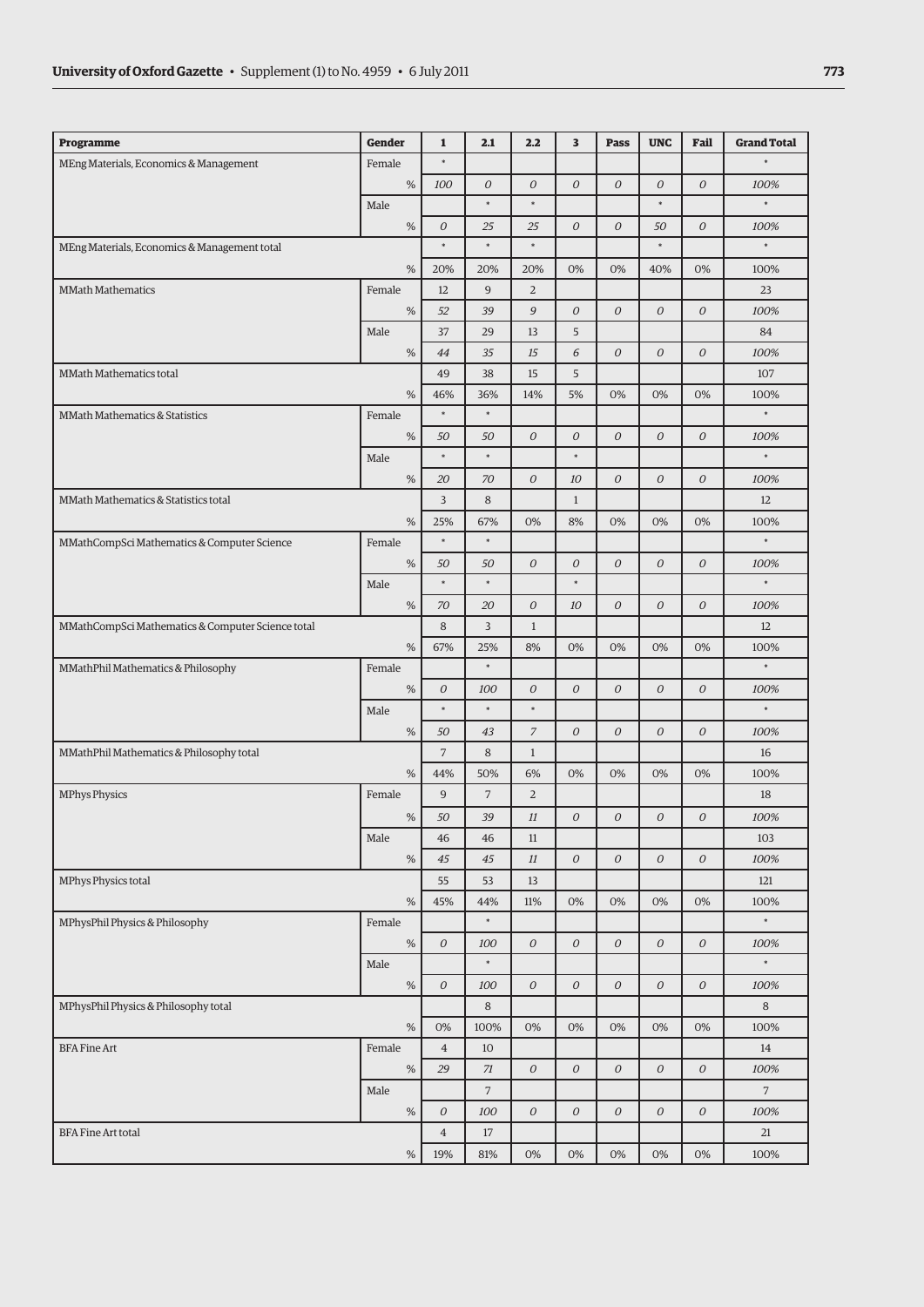| Programme | Gender | 1 | 2.1 | 2.2 | 3 | Pass | UNC | Fail | Grand Total |
|---|---|---|---|---|---|---|---|---|---|
| MEng Materials, Economics & Management | Female | * | | | | | | | * |
| | % | *100* | *0* | *0* | *0* | *0* | *0* | *0* | *100%* |
| | Male | | * | * | | | * | | * |
| | % | *0* | *25* | *25* | *0* | *0* | *50* | *0* | *100%* |
| MEng Materials, Economics & Management total | | * | * | * | | | * | | * |
| | % | 20% | 20% | 20% | 0% | 0% | 40% | 0% | 100% |
| MMath Mathematics | Female | 12 | 9 | 2 | | | | | 23 |
| | % | *52* | *39* | *9* | *0* | *0* | *0* | *0* | *100%* |
| | Male | 37 | 29 | 13 | 5 | | | | 84 |
| | % | *44* | *35* | *15* | *6* | *0* | *0* | *0* | *100%* |
| MMath Mathematics total | | 49 | 38 | 15 | 5 | | | | 107 |
| | % | 46% | 36% | 14% | 5% | 0% | 0% | 0% | 100% |
| MMath Mathematics & Statistics | Female | * | * | | | | | | * |
| | % | *50* | *50* | *0* | *0* | *0* | *0* | *0* | *100%* |
| | Male | * | * | | * | | | | * |
| | % | *20* | *70* | *0* | *10* | *0* | *0* | *0* | *100%* |
| MMath Mathematics & Statistics total | | 3 | 8 | | 1 | | | | 12 |
| | % | 25% | 67% | 0% | 8% | 0% | 0% | 0% | 100% |
| MMathCompSci Mathematics & Computer Science | Female | * | * | | | | | | * |
| | % | *50* | *50* | *0* | *0* | *0* | *0* | *0* | *100%* |
| | Male | * | * | | * | | | | * |
| | % | *70* | *20* | *0* | *10* | *0* | *0* | *0* | *100%* |
| MMathCompSci Mathematics & Computer Science total | | 8 | 3 | 1 | | | | | 12 |
| | % | 67% | 25% | 8% | 0% | 0% | 0% | 0% | 100% |
| MMathPhil Mathematics & Philosophy | Female | | * | | | | | | * |
| | % | *0* | *100* | *0* | *0* | *0* | *0* | *0* | *100%* |
| | Male | * | * | * | | | | | * |
| | % | *50* | *43* | *7* | *0* | *0* | *0* | *0* | *100%* |
| MMathPhil Mathematics & Philosophy total | | 7 | 8 | 1 | | | | | 16 |
| | % | 44% | 50% | 6% | 0% | 0% | 0% | 0% | 100% |
| MPhys Physics | Female | 9 | 7 | 2 | | | | | 18 |
| | % | *50* | *39* | *11* | *0* | *0* | *0* | *0* | *100%* |
| | Male | 46 | 46 | 11 | | | | | 103 |
| | % | *45* | *45* | *11* | *0* | *0* | *0* | *0* | *100%* |
| MPhys Physics total | | 55 | 53 | 13 | | | | | 121 |
| | % | 45% | 44% | 11% | 0% | 0% | 0% | 0% | 100% |
| MPhysPhil Physics & Philosophy | Female | | * | | | | | | * |
| | % | *0* | *100* | *0* | *0* | *0* | *0* | *0* | *100%* |
| | Male | | * | | | | | | * |
| | % | *0* | *100* | *0* | *0* | *0* | *0* | *0* | *100%* |
| MPhysPhil Physics & Philosophy total | | | 8 | | | | | | 8 |
| | % | 0% | 100% | 0% | 0% | 0% | 0% | 0% | 100% |
| BFA Fine Art | Female | 4 | 10 | | | | | | 14 |
| | % | *29* | *71* | *0* | *0* | *0* | *0* | *0* | *100%* |
| | Male | | 7 | | | | | | 7 |
| | % | *0* | *100* | *0* | *0* | *0* | *0* | *0* | *100%* |
| BFA Fine Art total | | 4 | 17 | | | | | | 21 |
| | % | 19% | 81% | 0% | 0% | 0% | 0% | 0% | 100% |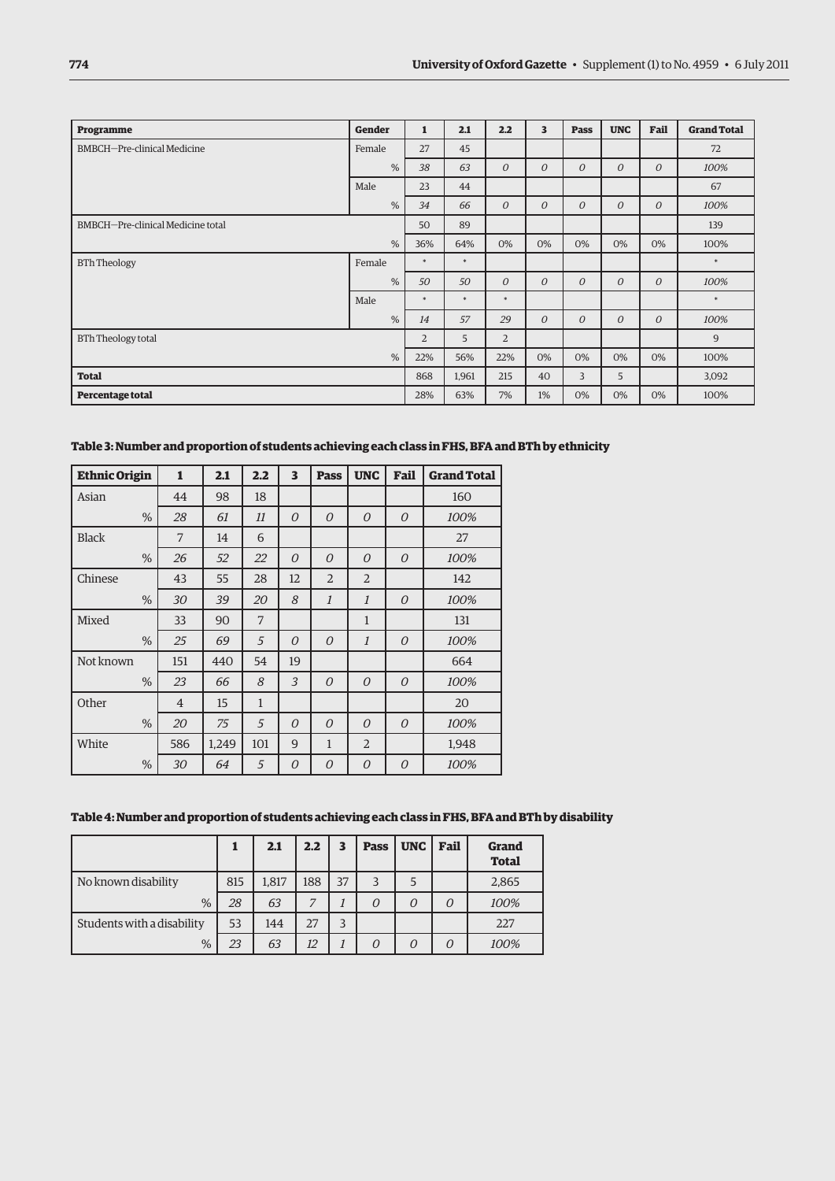| Programme | Gender | | 1 | 2.1 | 2.2 | 3 | Pass | UNC | Fail | Grand Total |
|---|---|---|---|---|---|---|---|---|---|---|
| BMBCH—Pre-clinical Medicine | Female | | 27 | 45 | | | | | | 72 |
| | | % | *38* | *63* | *0* | *0* | *0* | *0* | *0* | *100%* |
| | Male | | 23 | 44 | | | | | | 67 |
| | | % | *34* | *66* | *0* | *0* | *0* | *0* | *0* | *100%* |
| BMBCH—Pre-clinical Medicine total | | | 50 | 89 | | | | | | 139 |
| | | % | 36% | 64% | 0% | 0% | 0% | 0% | 0% | 100% |
| BTh Theology | Female | | * | * | | | | | | * |
| | | % | *50* | *50* | *0* | *0* | *0* | *0* | *0* | *100%* |
| | Male | | * | * | * | | | | | * |
| | | % | *14* | *57* | *29* | *0* | *0* | *0* | *0* | *100%* |
| BTh Theology total | | | 2 | 5 | 2 | | | | | 9 |
| | | % | 22% | 56% | 22% | 0% | 0% | 0% | 0% | 100% |
| **Total** | | | 868 | 1,961 | 215 | 40 | 3 | 5 | | 3,092 |
| **Percentage total** | | | 28% | 63% | 7% | 1% | 0% | 0% | 0% | 100% |

**Table 3: Number and proportion of students achieving each class in FHS, BFA and BTh by ethnicity**

| Ethnic Origin | 1 | 2.1 | 2.2 | 3 | Pass | UNC | Fail | Grand Total |
|---|---|---|---|---|---|---|---|---|
| Asian | 44 | 98 | 18 | | | | | 160 |
| % | *28* | *61* | *11* | *0* | *0* | *0* | *0* | *100%* |
| Black | 7 | 14 | 6 | | | | | 27 |
| % | *26* | *52* | *22* | *0* | *0* | *0* | *0* | *100%* |
| Chinese | 43 | 55 | 28 | 12 | 2 | 2 | | 142 |
| % | *30* | *39* | *20* | *8* | *1* | *1* | *0* | *100%* |
| Mixed | 33 | 90 | 7 | | | 1 | | 131 |
| % | *25* | *69* | *5* | *0* | *0* | *1* | *0* | *100%* |
| Not known | 151 | 440 | 54 | 19 | | | | 664 |
| % | *23* | *66* | *8* | *3* | *0* | *0* | *0* | *100%* |
| Other | 4 | 15 | 1 | | | | | 20 |
| % | *20* | *75* | *5* | *0* | *0* | *0* | *0* | *100%* |
| White | 586 | 1,249 | 101 | 9 | 1 | 2 | | 1,948 |
| % | *30* | *64* | *5* | *0* | *0* | *0* | *0* | *100%* |

**Table 4: Number and proportion of students achieving each class in FHS, BFA and BTh by disability**

| | 1 | 2.1 | 2.2 | 3 | Pass | UNC | Fail | Grand Total |
|---|---|---|---|---|---|---|---|---|
| No known disability | 815 | 1,817 | 188 | 37 | 3 | 5 | | 2,865 |
| % | *28* | *63* | *7* | *1* | *0* | *0* | *0* | *100%* |
| Students with a disability | 53 | 144 | 27 | 3 | | | | 227 |
| % | *23* | *63* | *12* | *1* | *0* | *0* | *0* | *100%* |